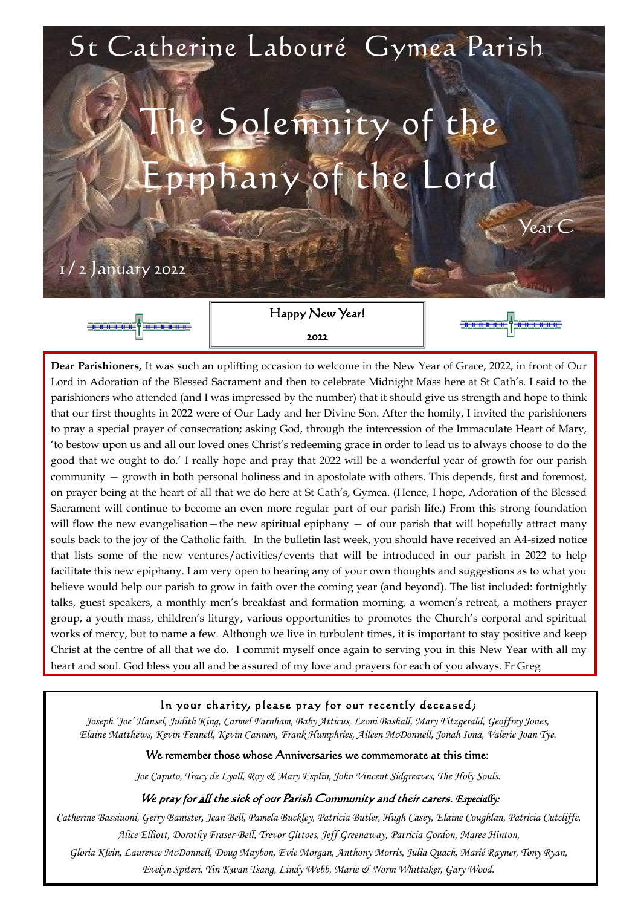# St Catherine Labouré Gymea Parish

# The Solemnity of the Epiphany of the Lord

Year C

1 / 2 January 2022

Happy New Year!

2022

**Dear Parishioners,** It was such an uplifting occasion to welcome in the New Year of Grace, 2022, in front of Our Lord in Adoration of the Blessed Sacrament and then to celebrate Midnight Mass here at St Cath's. I said to the parishioners who attended (and I was impressed by the number) that it should give us strength and hope to think that our first thoughts in 2022 were of Our Lady and her Divine Son. After the homily, I invited the parishioners to pray a special prayer of consecration; asking God, through the intercession of the Immaculate Heart of Mary, 'to bestow upon us and all our loved ones Christ's redeeming grace in order to lead us to always choose to do the good that we ought to do.' I really hope and pray that 2022 will be a wonderful year of growth for our parish community — growth in both personal holiness and in apostolate with others. This depends, first and foremost, on prayer being at the heart of all that we do here at St Cath's, Gymea. (Hence, I hope, Adoration of the Blessed Sacrament will continue to become an even more regular part of our parish life.) From this strong foundation will flow the new evangelisation—the new spiritual epiphany — of our parish that will hopefully attract many souls back to the joy of the Catholic faith. In the bulletin last week, you should have received an A4-sized notice that lists some of the new ventures/activities/events that will be introduced in our parish in 2022 to help facilitate this new epiphany. I am very open to hearing any of your own thoughts and suggestions as to what you believe would help our parish to grow in faith over the coming year (and beyond). The list included: fortnightly talks, guest speakers, a monthly men's breakfast and formation morning, a women's retreat, a mothers prayer group, a youth mass, children's liturgy, various opportunities to promotes the Church's corporal and spiritual works of mercy, but to name a few. Although we live in turbulent times, it is important to stay positive and keep Christ at the centre of all that we do. I commit myself once again to serving you in this New Year with all my heart and soul. God bless you all and be assured of my love and prayers for each of you always. Fr Greg

**In your charity, please pray for our recently deceased;**

*Joseph 'Joe' Hansel, Judith King, Carmel Farnham, Baby Atticus, Leoni Bashall, Mary Fitzgerald, Geoffrey Jones, Elaine Matthews, Kevin Fennell, Kevin Cannon, Frank Humphries, Aileen McDonnell, Jonah Iona, Valerie Joan Tye.*

**We remember those whose Anniversaries we commemorate at this time:**

*Joe Caputo, Tracy de Lyall, Roy & Mary Esplin, John Vincent Sidgreaves, The Holy Souls.*

***We pray for all the sick of our Parish Community and their carers. Especially:***

*Catherine Bassiuoni, Gerry Banister, Jean Bell, Pamela Buckley, Patricia Butler, Hugh Casey, Elaine Coughlan, Patricia Cutcliffe, Alice Elliott, Dorothy Fraser-Bell, Trevor Gittoes, Jeff Greenaway, Patricia Gordon, Maree Hinton, Gloria Klein, Laurence McDonnell, Doug Maybon, Evie Morgan, Anthony Morris, Julia Quach, Marié Rayner, Tony Ryan, Evelyn Spiteri, Yin Kwan Tsang, Lindy Webb, Marie & Norm Whittaker, Gary Wood.*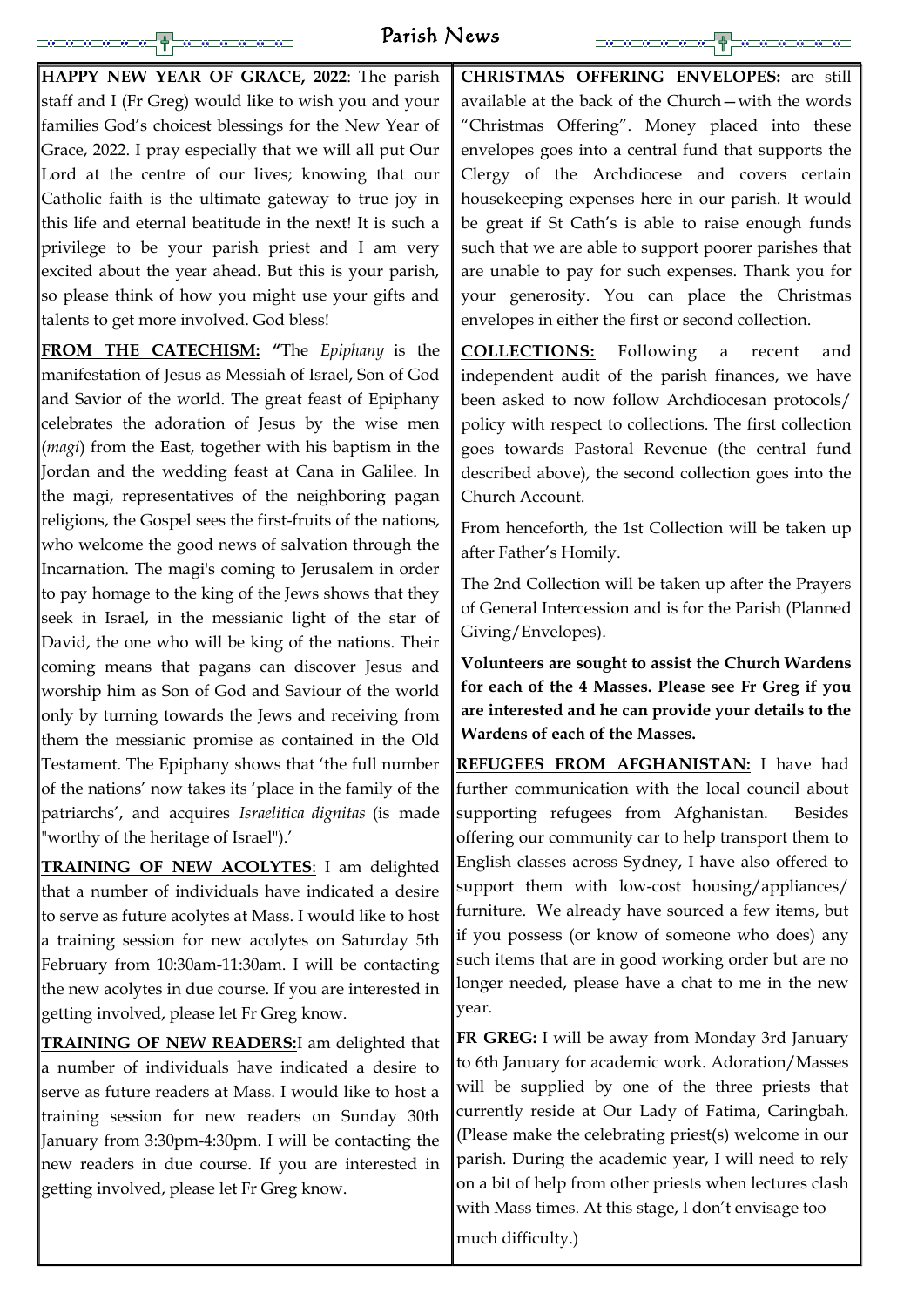# Parish News

**HAPPY NEW YEAR OF GRACE, 2022**: The parish staff and I (Fr Greg) would like to wish you and your families God's choicest blessings for the New Year of Grace, 2022. I pray especially that we will all put Our Lord at the centre of our lives; knowing that our Catholic faith is the ultimate gateway to true joy in this life and eternal beatitude in the next! It is such a privilege to be your parish priest and I am very excited about the year ahead. But this is your parish, so please think of how you might use your gifts and talents to get more involved. God bless!

**FROM THE CATECHISM:** **"**The *Epiphany* is the manifestation of Jesus as Messiah of Israel, Son of God and Savior of the world. The great feast of Epiphany celebrates the adoration of Jesus by the wise men (*magi*) from the East, together with his baptism in the Jordan and the wedding feast at Cana in Galilee. In the magi, representatives of the neighboring pagan religions, the Gospel sees the first-fruits of the nations, who welcome the good news of salvation through the Incarnation. The magi's coming to Jerusalem in order to pay homage to the king of the Jews shows that they seek in Israel, in the messianic light of the star of David, the one who will be king of the nations. Their coming means that pagans can discover Jesus and worship him as Son of God and Saviour of the world only by turning towards the Jews and receiving from them the messianic promise as contained in the Old Testament. The Epiphany shows that 'the full number of the nations' now takes its 'place in the family of the patriarchs', and acquires *Israelitica dignitas* (is made "worthy of the heritage of Israel").'

**TRAINING OF NEW ACOLYTES**: I am delighted that a number of individuals have indicated a desire to serve as future acolytes at Mass. I would like to host a training session for new acolytes on Saturday 5th February from 10:30am-11:30am. I will be contacting the new acolytes in due course. If you are interested in getting involved, please let Fr Greg know.

**TRAINING OF NEW READERS:**I am delighted that a number of individuals have indicated a desire to serve as future readers at Mass. I would like to host a training session for new readers on Sunday 30th January from 3:30pm-4:30pm. I will be contacting the new readers in due course. If you are interested in getting involved, please let Fr Greg know.

**CHRISTMAS OFFERING ENVELOPES:** are still available at the back of the Church—with the words "Christmas Offering". Money placed into these envelopes goes into a central fund that supports the Clergy of the Archdiocese and covers certain housekeeping expenses here in our parish. It would be great if St Cath's is able to raise enough funds such that we are able to support poorer parishes that are unable to pay for such expenses. Thank you for your generosity. You can place the Christmas envelopes in either the first or second collection.

**COLLECTIONS:** Following a recent and independent audit of the parish finances, we have been asked to now follow Archdiocesan protocols/ policy with respect to collections. The first collection goes towards Pastoral Revenue (the central fund described above), the second collection goes into the Church Account.

From henceforth, the 1st Collection will be taken up after Father's Homily.

The 2nd Collection will be taken up after the Prayers of General Intercession and is for the Parish (Planned Giving/Envelopes).

**Volunteers are sought to assist the Church Wardens for each of the 4 Masses. Please see Fr Greg if you are interested and he can provide your details to the Wardens of each of the Masses.**

**REFUGEES FROM AFGHANISTAN:** I have had further communication with the local council about supporting refugees from Afghanistan. Besides offering our community car to help transport them to English classes across Sydney, I have also offered to support them with low-cost housing/appliances/ furniture. We already have sourced a few items, but if you possess (or know of someone who does) any such items that are in good working order but are no longer needed, please have a chat to me in the new year.

**FR GREG:** I will be away from Monday 3rd January to 6th January for academic work. Adoration/Masses will be supplied by one of the three priests that currently reside at Our Lady of Fatima, Caringbah. (Please make the celebrating priest(s) welcome in our parish. During the academic year, I will need to rely on a bit of help from other priests when lectures clash with Mass times. At this stage, I don't envisage too much difficulty.)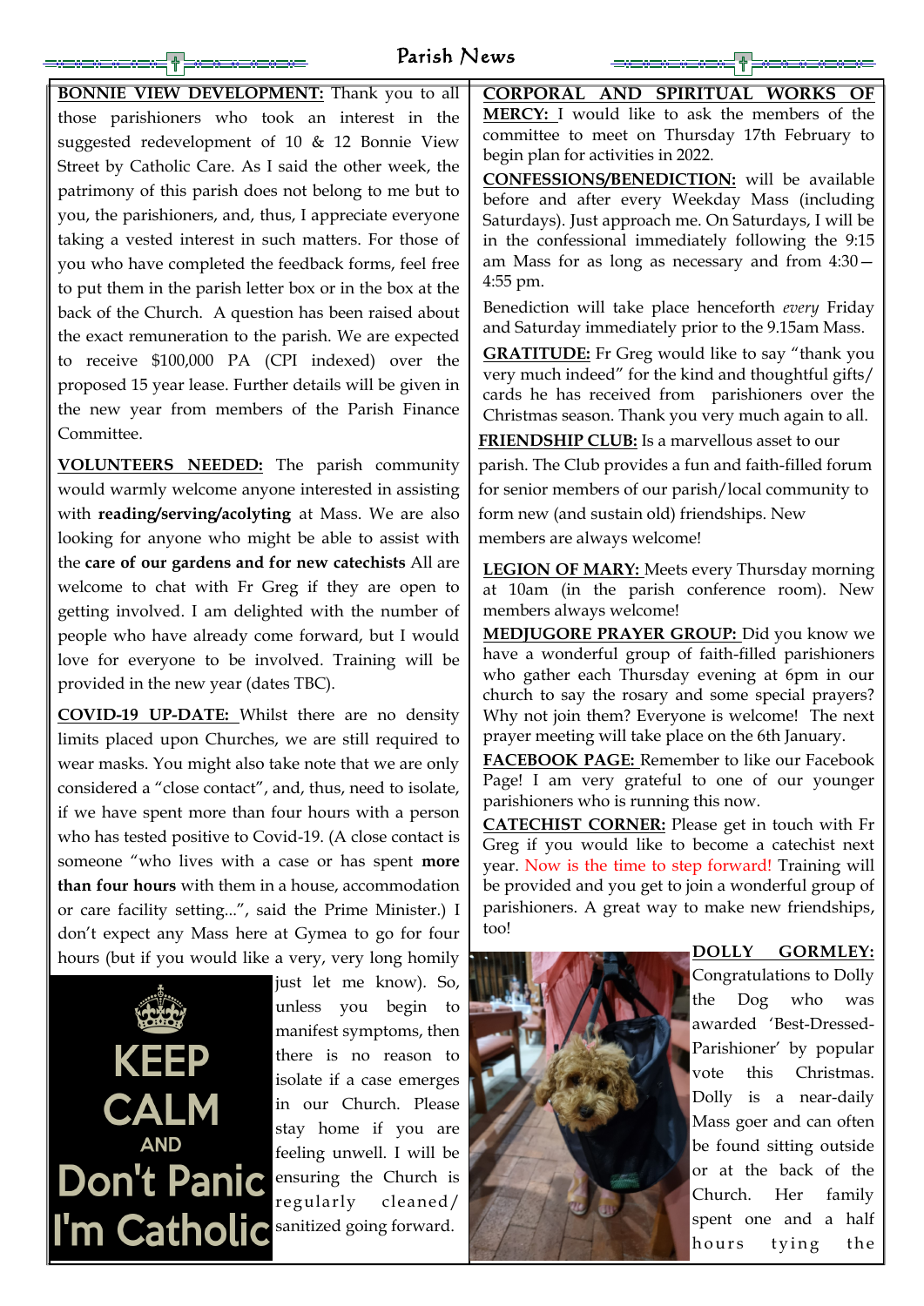**BONNIE VIEW DEVELOPMENT:** Thank you to all those parishioners who took an interest in the suggested redevelopment of 10 & 12 Bonnie View Street by Catholic Care. As I said the other week, the patrimony of this parish does not belong to me but to you, the parishioners, and, thus, I appreciate everyone taking a vested interest in such matters. For those of you who have completed the feedback forms, feel free to put them in the parish letter box or in the box at the back of the Church. A question has been raised about the exact remuneration to the parish. We are expected to receive $100,000 PA (CPI indexed) over the proposed 15 year lease. Further details will be given in the new year from members of the Parish Finance Committee.

**VOLUNTEERS NEEDED:** The parish community would warmly welcome anyone interested in assisting with **reading/serving/acolyting** at Mass. We are also looking for anyone who might be able to assist with the **care of our gardens and for new catechists** All are welcome to chat with Fr Greg if they are open to getting involved. I am delighted with the number of people who have already come forward, but I would love for everyone to be involved. Training will be provided in the new year (dates TBC).

**COVID-19 UP-DATE:** Whilst there are no density limits placed upon Churches, we are still required to wear masks. You might also take note that we are only considered a "close contact", and, thus, need to isolate, if we have spent more than four hours with a person who has tested positive to Covid-19. (A close contact is someone "who lives with a case or has spent **more than four hours** with them in a house, accommodation or care facility setting...", said the Prime Minister.) I don't expect any Mass here at Gymea to go for four hours (but if you would like a very, very long homily just let me know). So, unless you begin to manifest symptoms, then there is no reason to isolate if a case emerges in our Church. Please stay home if you are feeling unwell. I will be ensuring the Church is regularly cleaned/sanitized going forward.

KEEP CALM AND Don't Panic I'm Catholic

**CORPORAL AND SPIRITUAL WORKS OF MERCY:** I would like to ask the members of the committee to meet on Thursday 17th February to begin plan for activities in 2022.

**CONFESSIONS/BENEDICTION:** will be available before and after every Weekday Mass (including Saturdays). Just approach me. On Saturdays, I will be in the confessional immediately following the 9:15 am Mass for as long as necessary and from 4:30—4:55 pm.

Benediction will take place henceforth *every* Friday and Saturday immediately prior to the 9.15am Mass.

**GRATITUDE:** Fr Greg would like to say "thank you very much indeed" for the kind and thoughtful gifts/ cards he has received from parishioners over the Christmas season. Thank you very much again to all.

**FRIENDSHIP CLUB:** Is a marvellous asset to our parish. The Club provides a fun and faith-filled forum for senior members of our parish/local community to form new (and sustain old) friendships. New members are always welcome!

**LEGION OF MARY:** Meets every Thursday morning at 10am (in the parish conference room). New members always welcome!

**MEDJUGORE PRAYER GROUP:** Did you know we have a wonderful group of faith-filled parishioners who gather each Thursday evening at 6pm in our church to say the rosary and some special prayers? Why not join them? Everyone is welcome! The next prayer meeting will take place on the 6th January.

**FACEBOOK PAGE:** Remember to like our Facebook Page! I am very grateful to one of our younger parishioners who is running this now.

**CATECHIST CORNER:** Please get in touch with Fr Greg if you would like to become a catechist next year. Now is the time to step forward! Training will be provided and you get to join a wonderful group of parishioners. A great way to make new friendships, too!

**DOLLY GORMLEY:** Congratulations to Dolly the Dog who was awarded 'Best-Dressed-Parishioner' by popular vote this Christmas. Dolly is a near-daily Mass goer and can often be found sitting outside or at the back of the Church. Her family spent one and a half hours tying the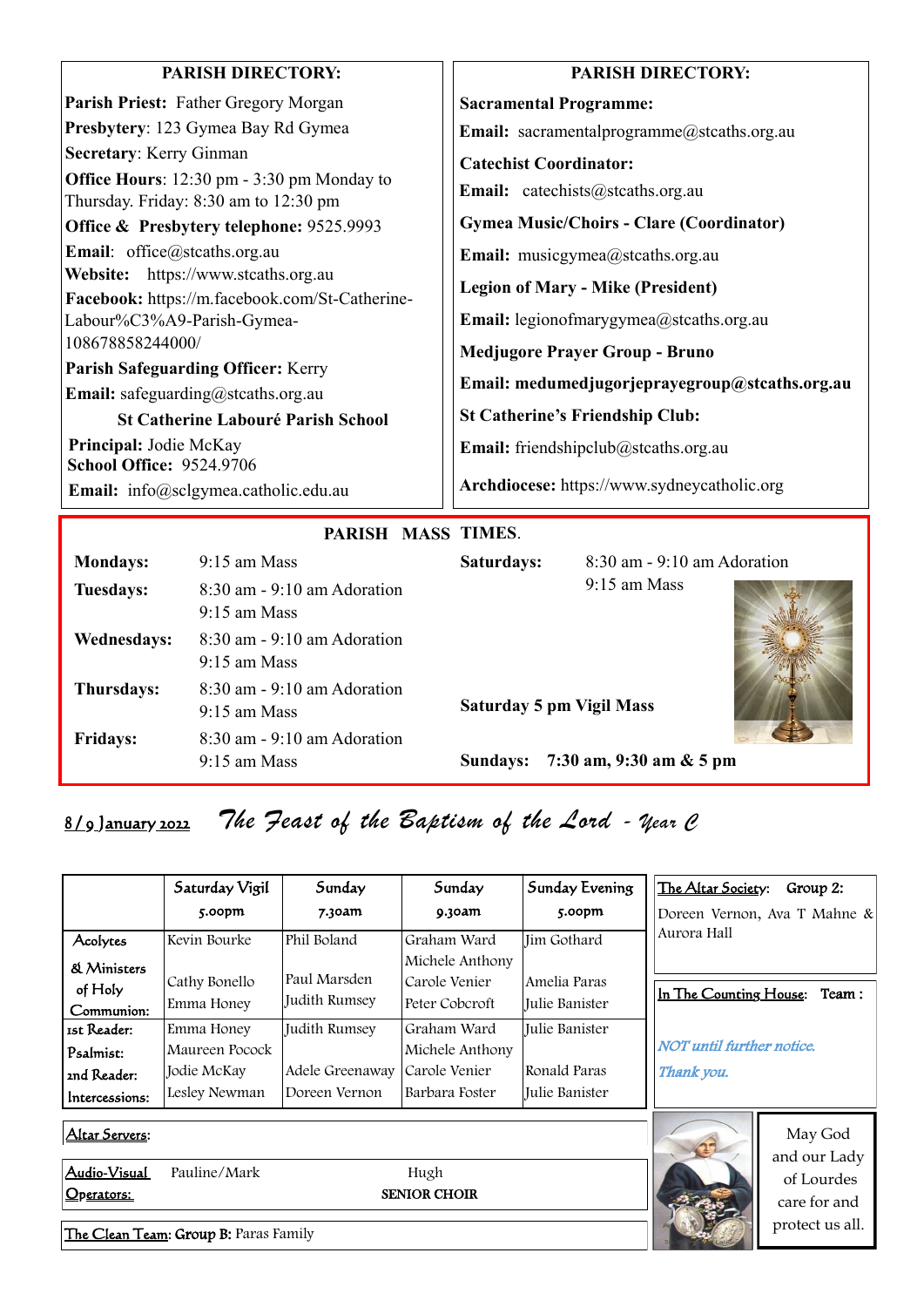## PARISH DIRECTORY:

**Parish Priest:** Father Gregory Morgan
**Presbytery**: 123 Gymea Bay Rd Gymea
**Secretary**: Kerry Ginman
**Office Hours**: 12:30 pm - 3:30 pm Monday to Thursday. Friday: 8:30 am to 12:30 pm
**Office & Presbytery telephone:** 9525.9993
**Email**: office@stcaths.org.au
**Website:** https://www.stcaths.org.au
**Facebook:** https://m.facebook.com/St-Catherine-Labour%C3%A9-Parish-Gymea-108678858244000/
**Parish Safeguarding Officer:** Kerry
**Email:** safeguarding@stcaths.org.au

**St Catherine Labouré Parish School**
**Principal:** Jodie McKay
**School Office:** 9524.9706
**Email:** info@sclgymea.catholic.edu.au

## PARISH DIRECTORY:

**Sacramental Programme:**
**Email:** sacramentalprogramme@stcaths.org.au
**Catechist Coordinator:**
**Email:** catechists@stcaths.org.au
**Gymea Music/Choirs - Clare (Coordinator)**
**Email:** musicgymea@stcaths.org.au
**Legion of Mary - Mike (President)**
**Email:** legionofmarygymea@stcaths.org.au
**Medjugore Prayer Group - Bruno**
**Email: medumedjugorjeprayegroup@stcaths.org.au**
**St Catherine's Friendship Club:**
**Email:** friendshipclub@stcaths.org.au
**Archdiocese:** https://www.sydneycatholic.org

## PARISH MASS TIMES.

**Mondays:** 9:15 am Mass
**Tuesdays:** 8:30 am - 9:10 am Adoration; 9:15 am Mass
**Wednesdays:** 8:30 am - 9:10 am Adoration; 9:15 am Mass
**Thursdays:** 8:30 am - 9:10 am Adoration; 9:15 am Mass
**Fridays:** 8:30 am - 9:10 am Adoration; 9:15 am Mass
**Saturdays:** 8:30 am - 9:10 am Adoration; 9:15 am Mass
**Saturday 5 pm Vigil Mass**
**Sundays: 7:30 am, 9:30 am & 5 pm**

## 8/9 January 2022 *The Feast of the Baptism of the Lord - Year C*

| | Saturday Vigil 5.00pm | Sunday 7.30am | Sunday 9.30am | Sunday Evening 5.00pm |
|---|---|---|---|---|
| Acolytes | Kevin Bourke | Phil Boland | Graham Ward | Jim Gothard |
| & Ministers of Holy Communion: | Cathy Bonello<br>Emma Honey | Paul Marsden<br>Judith Rumsey | Michele Anthony<br>Carole Venier<br>Peter Cobcroft | Amelia Paras<br>Julie Banister |
| 1st Reader: | Emma Honey | Judith Rumsey | Graham Ward | Julie Banister |
| Psalmist: | Maureen Pocock | | Michele Anthony | |
| 2nd Reader: | Jodie McKay | Adele Greenaway | Carole Venier | Ronald Paras |
| Intercessions: | Lesley Newman | Doreen Vernon | Barbara Foster | Julie Banister |

Altar Servers:

Audio-Visual Operators: Pauline/Mark — Hugh — SENIOR CHOIR

The Clean Team: Group B: Paras Family

The Altar Society: Group 2: Doreen Vernon, Ava T Mahne & Aurora Hall

In The Counting House: Team :
*NOT until further notice.*
*Thank you.*

May God and our Lady of Lourdes care for and protect us all.